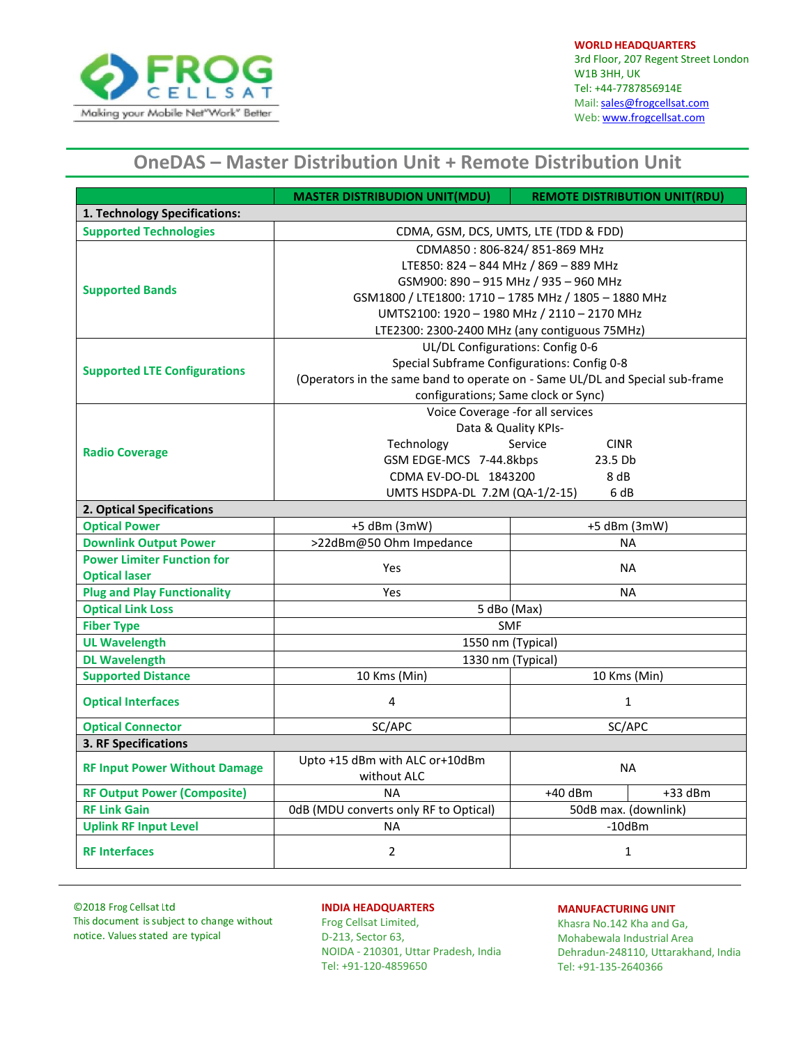**WORLD HEADQUARTERS**
3rd Floor, 207 Regent Street London
W1B 3HH, UK
Tel: +44-7787856914E
Mail: sales@frogcellsat.com
Web: www.frogcellsat.com

# OneDAS – Master Distribution Unit + Remote Distribution Unit

| | MASTER DISTRIBUDION UNIT(MDU) | REMOTE DISTRIBUTION UNIT(RDU) | |
|---|---|---|---|
| **1. Technology Specifications:** | | | |
| Supported Technologies | CDMA, GSM, DCS, UMTS, LTE (TDD & FDD) | | |
| Supported Bands | CDMA850 : 806-824/ 851-869 MHz<br>LTE850: 824 – 844 MHz / 869 – 889 MHz<br>GSM900: 890 – 915 MHz / 935 – 960 MHz<br>GSM1800 / LTE1800: 1710 – 1785 MHz / 1805 – 1880 MHz<br>UMTS2100: 1920 – 1980 MHz / 2110 – 2170 MHz<br>LTE2300: 2300-2400 MHz (any contiguous 75MHz) | | |
| Supported LTE Configurations | UL/DL Configurations: Config 0-6<br>Special Subframe Configurations: Config 0-8<br>(Operators in the same band to operate on - Same UL/DL and Special sub-frame configurations; Same clock or Sync) | | |
| Radio Coverage | Voice Coverage -for all services<br>Data & Quality KPIs-<br>Technology Service CINR<br>GSM EDGE-MCS 7-44.8kbps 23.5 Db<br>CDMA EV-DO-DL 1843200 8 dB<br>UMTS HSDPA-DL 7.2M (QA-1/2-15) 6 dB | | |
| **2. Optical Specifications** | | | |
| Optical Power | +5 dBm (3mW) | +5 dBm (3mW) | |
| Downlink Output Power | >22dBm@50 Ohm Impedance | NA | |
| Power Limiter Function for Optical laser | Yes | NA | |
| Plug and Play Functionality | Yes | NA | |
| Optical Link Loss | 5 dBo (Max) | | |
| Fiber Type | SMF | | |
| UL Wavelength | 1550 nm (Typical) | | |
| DL Wavelength | 1330 nm (Typical) | | |
| Supported Distance | 10 Kms (Min) | 10 Kms (Min) | |
| Optical Interfaces | 4 | 1 | |
| Optical Connector | SC/APC | SC/APC | |
| **3. RF Specifications** | | | |
| RF Input Power Without Damage | Upto +15 dBm with ALC or+10dBm without ALC | NA | |
| RF Output Power (Composite) | NA | +40 dBm | +33 dBm |
| RF Link Gain | 0dB (MDU converts only RF to Optical) | 50dB max. (downlink) | |
| Uplink RF Input Level | NA | -10dBm | |
| RF Interfaces | 2 | 1 | |

©2018 Frog Cellsat Ltd
This document is subject to change without notice. Values stated are typical

**INDIA HEADQUARTERS**
Frog Cellsat Limited,
D-213, Sector 63,
NOIDA - 210301, Uttar Pradesh, India
Tel: +91-120-4859650

**MANUFACTURING UNIT**
Khasra No.142 Kha and Ga,
Mohabewala Industrial Area
Dehradun-248110, Uttarakhand, India
Tel: +91-135-2640366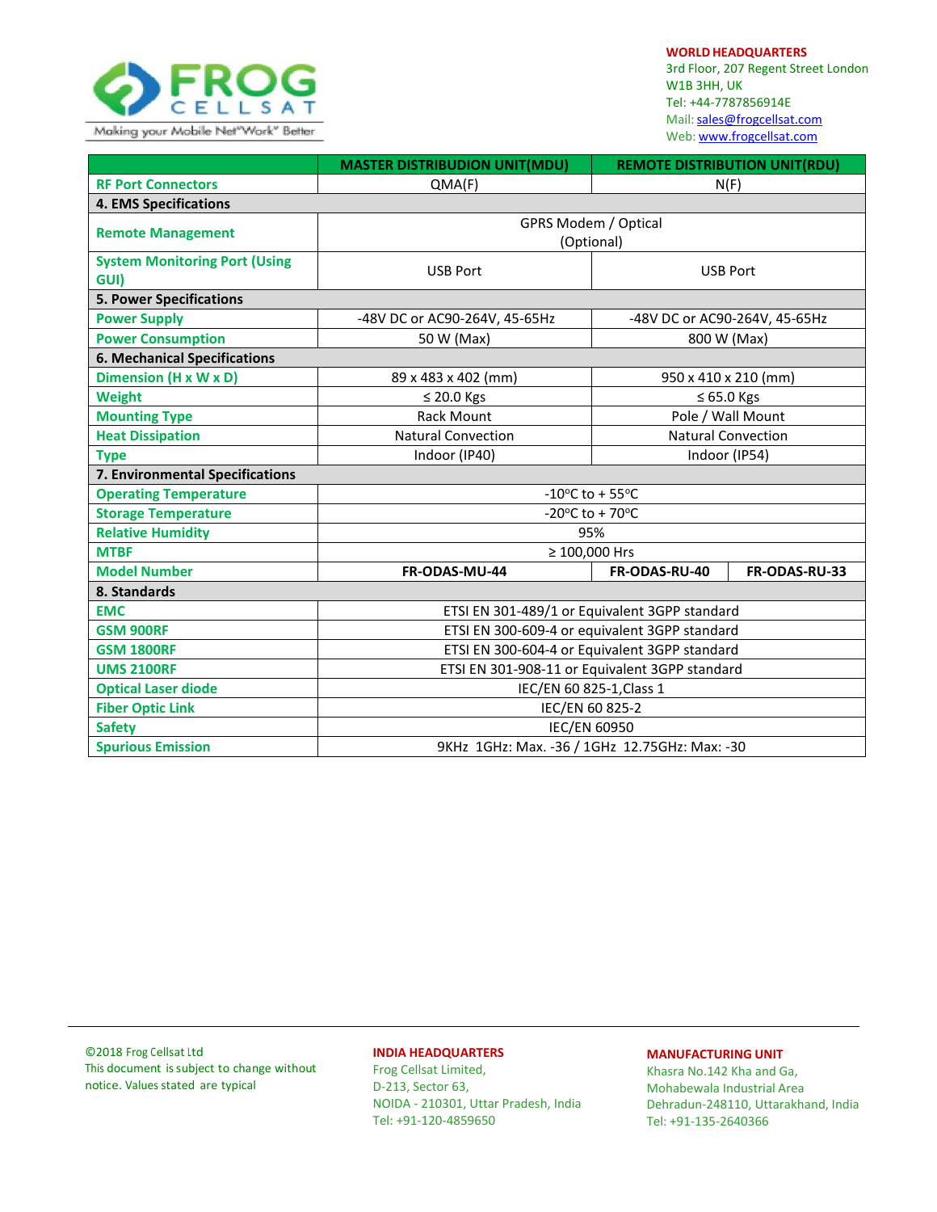**WORLD HEADQUARTERS**
3rd Floor, 207 Regent Street London
W1B 3HH, UK
Tel: +44-7787856914E
Mail: sales@frogcellsat.com
Web: www.frogcellsat.com

| | MASTER DISTRIBUDION UNIT(MDU) | REMOTE DISTRIBUTION UNIT(RDU) | |
|---|---|---|---|
| RF Port Connectors | QMA(F) | N(F) | |
| **4. EMS Specifications** | | | |
| Remote Management | GPRS Modem / Optical (Optional) | | |
| System Monitoring Port (Using GUI) | USB Port | USB Port | |
| **5. Power Specifications** | | | |
| Power Supply | -48V DC or AC90-264V, 45-65Hz | -48V DC or AC90-264V, 45-65Hz | |
| Power Consumption | 50 W (Max) | 800 W (Max) | |
| **6. Mechanical Specifications** | | | |
| Dimension (H x W x D) | 89 x 483 x 402 (mm) | 950 x 410 x 210 (mm) | |
| Weight | ≤ 20.0 Kgs | ≤ 65.0 Kgs | |
| Mounting Type | Rack Mount | Pole / Wall Mount | |
| Heat Dissipation | Natural Convection | Natural Convection | |
| Type | Indoor (IP40) | Indoor (IP54) | |
| **7. Environmental Specifications** | | | |
| Operating Temperature | -10°C to + 55°C | | |
| Storage Temperature | -20°C to + 70°C | | |
| Relative Humidity | 95% | | |
| MTBF | ≥ 100,000 Hrs | | |
| Model Number | **FR-ODAS-MU-44** | **FR-ODAS-RU-40** | **FR-ODAS-RU-33** |
| **8. Standards** | | | |
| EMC | ETSI EN 301-489/1 or Equivalent 3GPP standard | | |
| GSM 900RF | ETSI EN 300-609-4 or equivalent 3GPP standard | | |
| GSM 1800RF | ETSI EN 300-604-4 or Equivalent 3GPP standard | | |
| UMS 2100RF | ETSI EN 301-908-11 or Equivalent 3GPP standard | | |
| Optical Laser diode | IEC/EN 60 825-1,Class 1 | | |
| Fiber Optic Link | IEC/EN 60 825-2 | | |
| Safety | IEC/EN 60950 | | |
| Spurious Emission | 9KHz 1GHz: Max. -36 / 1GHz 12.75GHz: Max: -30 | | |

©2018 Frog Cellsat Ltd
This document is subject to change without notice. Values stated are typical

**INDIA HEADQUARTERS**
Frog Cellsat Limited,
D-213, Sector 63,
NOIDA - 210301, Uttar Pradesh, India
Tel: +91-120-4859650

**MANUFACTURING UNIT**
Khasra No.142 Kha and Ga,
Mohabewala Industrial Area
Dehradun-248110, Uttarakhand, India
Tel: +91-135-2640366